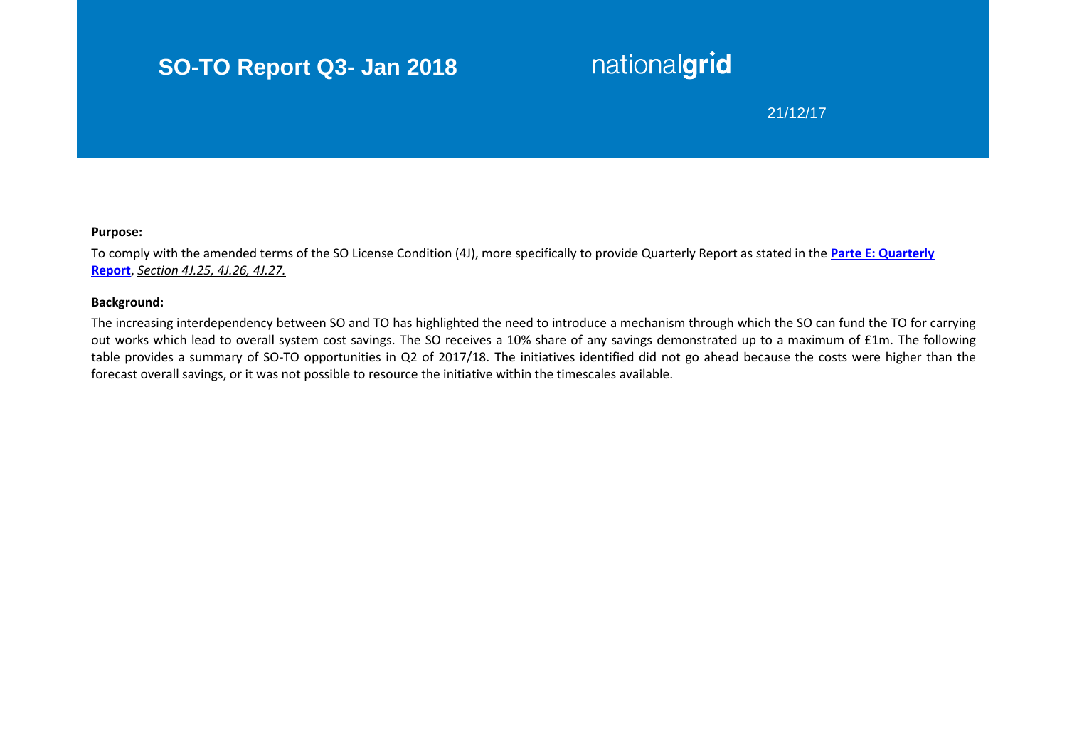# SO-TO Report Q3- Jan 2018

nationalgrid

21/12/17

**Purpose:**

To comply with the amended terms of the SO License Condition (4J), more specifically to provide Quarterly Report as stated in the **Parte E: Quarterly Report**, *Section 4J.25, 4J.26, 4J.27.*

**Background:**

The increasing interdependency between SO and TO has highlighted the need to introduce a mechanism through which the SO can fund the TO for carrying out works which lead to overall system cost savings. The SO receives a 10% share of any savings demonstrated up to a maximum of £1m. The following table provides a summary of SO-TO opportunities in Q2 of 2017/18. The initiatives identified did not go ahead because the costs were higher than the forecast overall savings, or it was not possible to resource the initiative within the timescales available.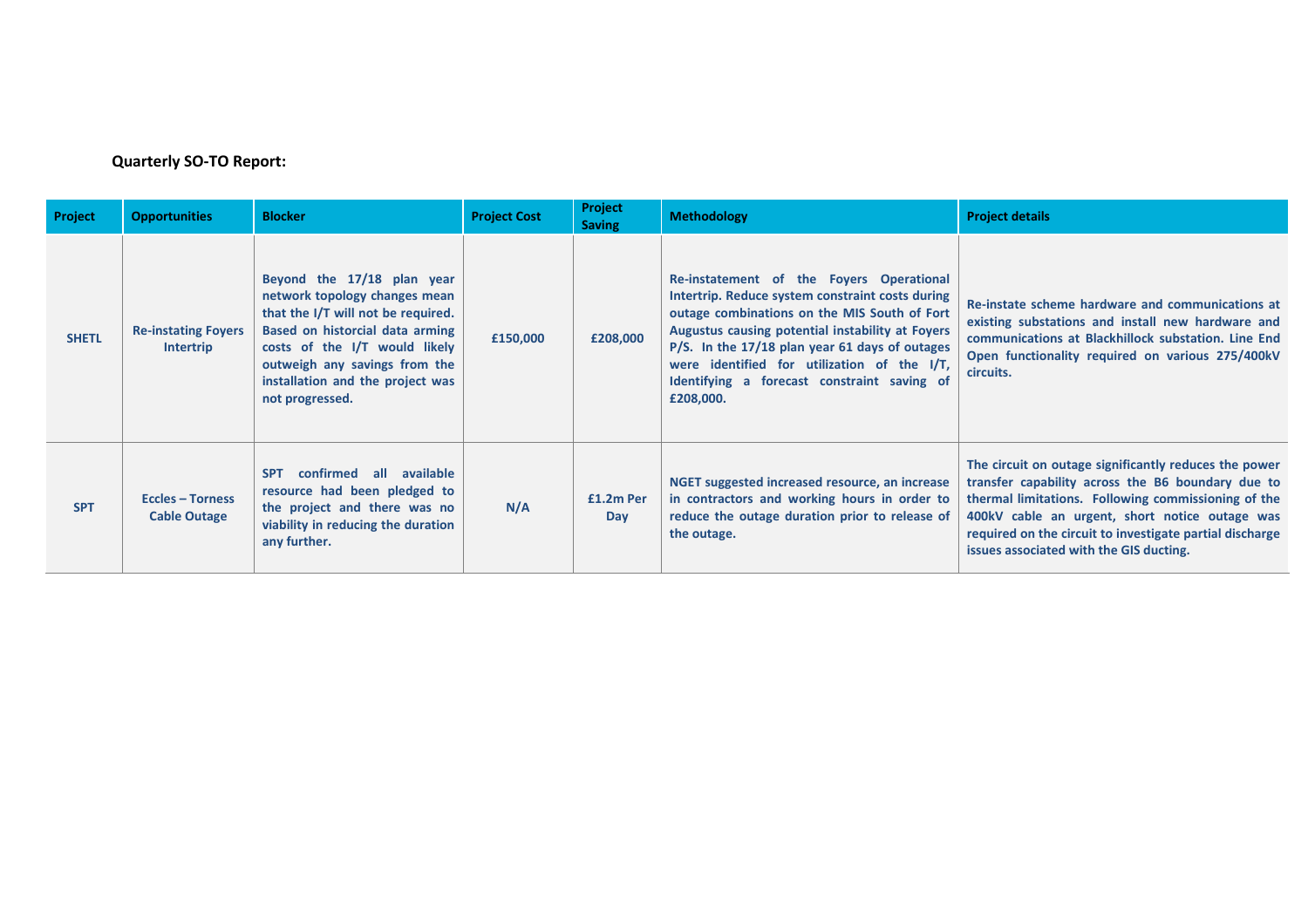**Quarterly SO-TO Report:**

| Project | Opportunities | Blocker | Project Cost | Project Saving | Methodology | Project details |
|---|---|---|---|---|---|---|
| SHETL | Re-instating Foyers Intertrip | Beyond the 17/18 plan year network topology changes mean that the I/T will not be required. Based on historcial data arming costs of the I/T would likely outweigh any savings from the installation and the project was not progressed. | £150,000 | £208,000 | Re-instatement of the Foyers Operational Intertrip. Reduce system constraint costs during outage combinations on the MIS South of Fort Augustus causing potential instability at Foyers P/S. In the 17/18 plan year 61 days of outages were identified for utilization of the I/T, Identifying a forecast constraint saving of £208,000. | Re-instate scheme hardware and communications at existing substations and install new hardware and communications at Blackhillock substation. Line End Open functionality required on various 275/400kV circuits. |
| SPT | Eccles – Torness Cable Outage | SPT confirmed all available resource had been pledged to the project and there was no viability in reducing the duration any further. | N/A | £1.2m Per Day | NGET suggested increased resource, an increase in contractors and working hours in order to reduce the outage duration prior to release of the outage. | The circuit on outage significantly reduces the power transfer capability across the B6 boundary due to thermal limitations. Following commissioning of the 400kV cable an urgent, short notice outage was required on the circuit to investigate partial discharge issues associated with the GIS ducting. |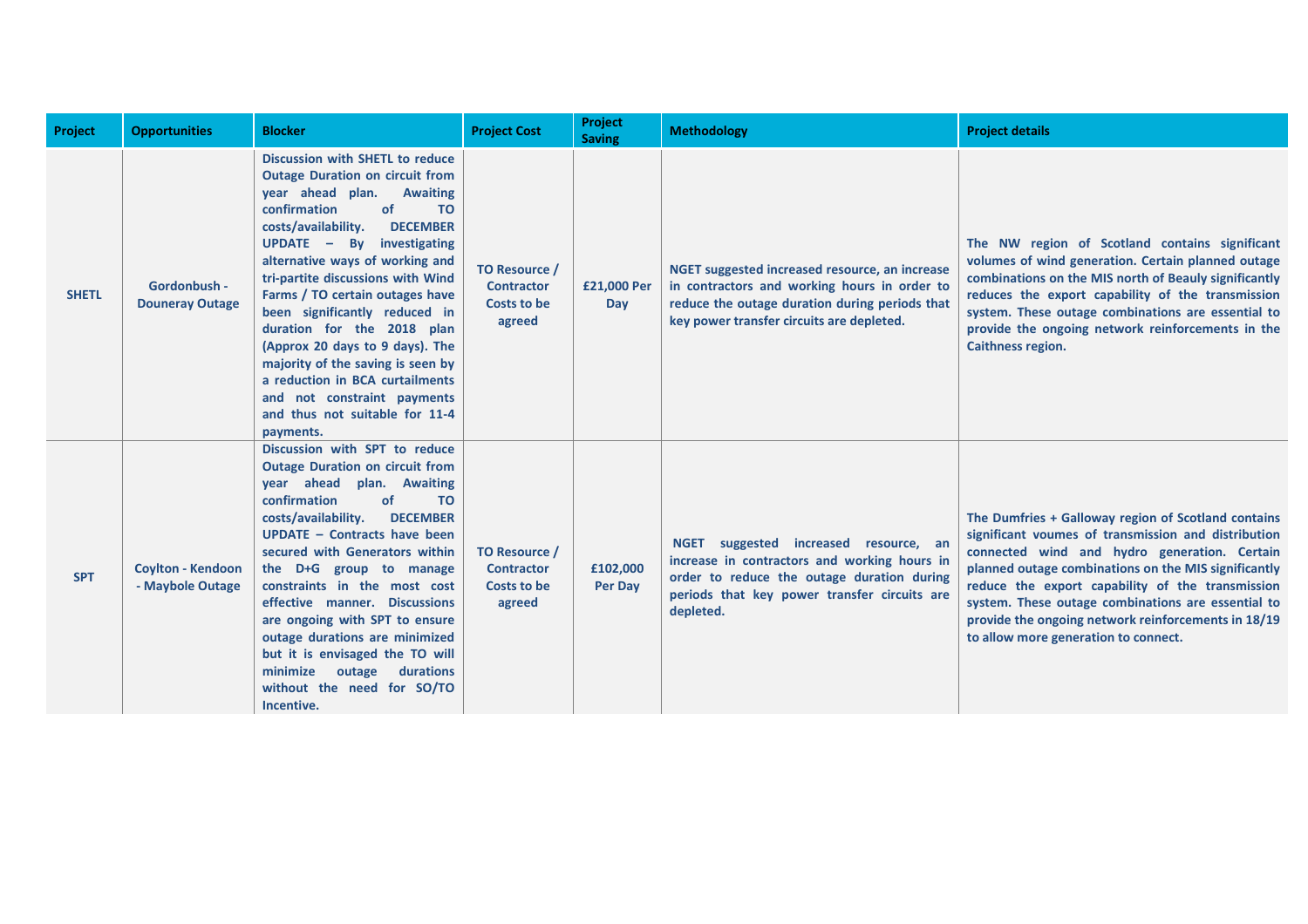| Project | Opportunities | Blocker | Project Cost | Project Saving | Methodology | Project details |
|---|---|---|---|---|---|---|
| SHETL | Gordonbush - Douneray Outage | Discussion with SHETL to reduce Outage Duration on circuit from year ahead plan. Awaiting confirmation of TO costs/availability. DECEMBER UPDATE – By investigating alternative ways of working and tri-partite discussions with Wind Farms / TO certain outages have been significantly reduced in duration for the 2018 plan (Approx 20 days to 9 days). The majority of the saving is seen by a reduction in BCA curtailments and not constraint payments and thus not suitable for 11-4 payments. | TO Resource / Contractor Costs to be agreed | £21,000 Per Day | NGET suggested increased resource, an increase in contractors and working hours in order to reduce the outage duration during periods that key power transfer circuits are depleted. | The NW region of Scotland contains significant volumes of wind generation. Certain planned outage combinations on the MIS north of Beauly significantly reduces the export capability of the transmission system. These outage combinations are essential to provide the ongoing network reinforcements in the Caithness region. |
| SPT | Coylton - Kendoon - Maybole Outage | Discussion with SPT to reduce Outage Duration on circuit from year ahead plan. Awaiting confirmation of TO costs/availability. DECEMBER UPDATE – Contracts have been secured with Generators within the D+G group to manage constraints in the most cost effective manner. Discussions are ongoing with SPT to ensure outage durations are minimized but it is envisaged the TO will minimize outage durations without the need for SO/TO Incentive. | TO Resource / Contractor Costs to be agreed | £102,000 Per Day | NGET suggested increased resource, an increase in contractors and working hours in order to reduce the outage duration during periods that key power transfer circuits are depleted. | The Dumfries + Galloway region of Scotland contains significant vournes of transmission and distribution connected wind and hydro generation. Certain planned outage combinations on the MIS significantly reduce the export capability of the transmission system. These outage combinations are essential to provide the ongoing network reinforcements in 18/19 to allow more generation to connect. |